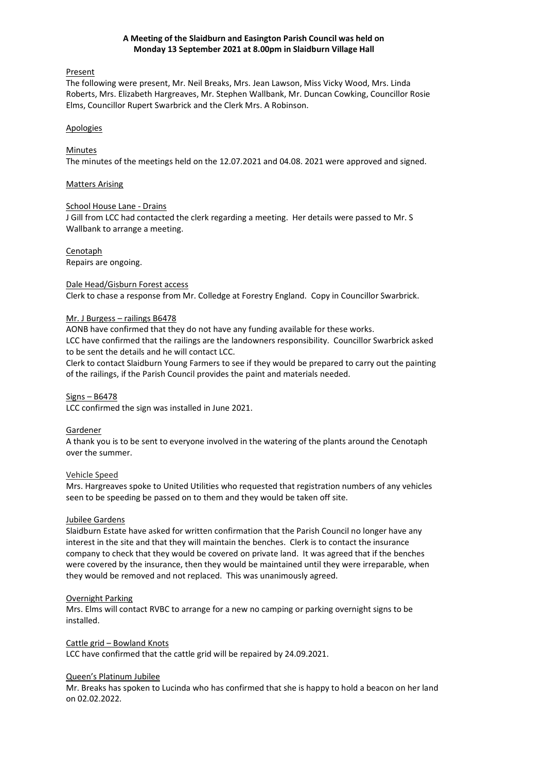**A Meeting of the Slaidburn and Easington Parish Council was held on Monday 13 September 2021 at 8.00pm in Slaidburn Village Hall**

Present

The following were present, Mr. Neil Breaks, Mrs. Jean Lawson, Miss Vicky Wood, Mrs. Linda Roberts, Mrs. Elizabeth Hargreaves, Mr. Stephen Wallbank, Mr. Duncan Cowking, Councillor Rosie Elms, Councillor Rupert Swarbrick and the Clerk Mrs. A Robinson.

Apologies

Minutes

The minutes of the meetings held on the 12.07.2021 and 04.08. 2021 were approved and signed.

Matters Arising

School House Lane - Drains

J Gill from LCC had contacted the clerk regarding a meeting. Her details were passed to Mr. S Wallbank to arrange a meeting.

Cenotaph

Repairs are ongoing.

Dale Head/Gisburn Forest access

Clerk to chase a response from Mr. Colledge at Forestry England. Copy in Councillor Swarbrick.

Mr. J Burgess – railings B6478

AONB have confirmed that they do not have any funding available for these works.
LCC have confirmed that the railings are the landowners responsibility. Councillor Swarbrick asked to be sent the details and he will contact LCC.
Clerk to contact Slaidburn Young Farmers to see if they would be prepared to carry out the painting of the railings, if the Parish Council provides the paint and materials needed.

Signs – B6478

LCC confirmed the sign was installed in June 2021.

Gardener

A thank you is to be sent to everyone involved in the watering of the plants around the Cenotaph over the summer.

Vehicle Speed

Mrs. Hargreaves spoke to United Utilities who requested that registration numbers of any vehicles seen to be speeding be passed on to them and they would be taken off site.

Jubilee Gardens

Slaidburn Estate have asked for written confirmation that the Parish Council no longer have any interest in the site and that they will maintain the benches. Clerk is to contact the insurance company to check that they would be covered on private land. It was agreed that if the benches were covered by the insurance, then they would be maintained until they were irreparable, when they would be removed and not replaced. This was unanimously agreed.

Overnight Parking

Mrs. Elms will contact RVBC to arrange for a new no camping or parking overnight signs to be installed.

Cattle grid – Bowland Knots

LCC have confirmed that the cattle grid will be repaired by 24.09.2021.

Queen's Platinum Jubilee

Mr. Breaks has spoken to Lucinda who has confirmed that she is happy to hold a beacon on her land on 02.02.2022.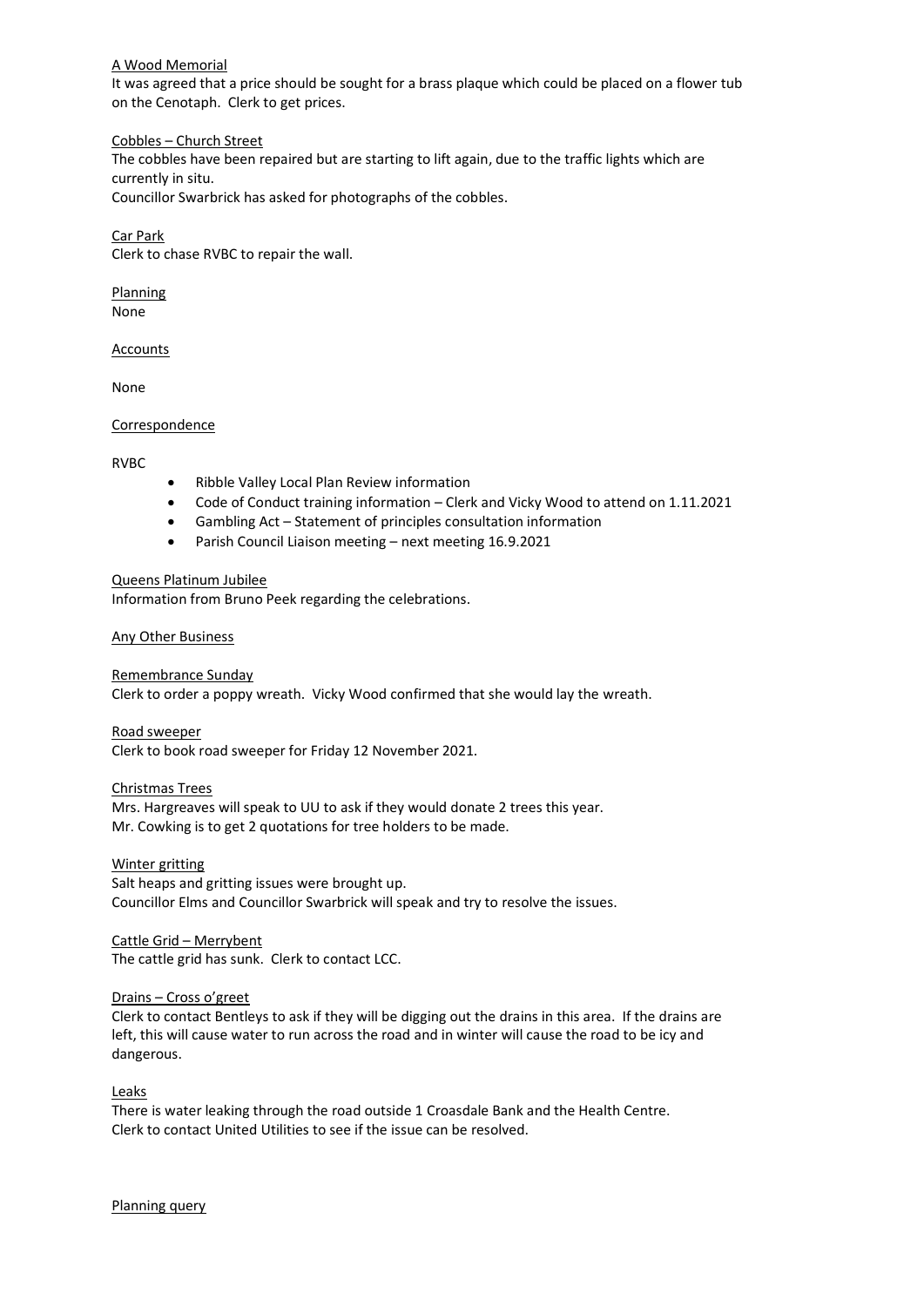A Wood Memorial

It was agreed that a price should be sought for a brass plaque which could be placed on a flower tub on the Cenotaph. Clerk to get prices.

Cobbles – Church Street

The cobbles have been repaired but are starting to lift again, due to the traffic lights which are currently in situ.
Councillor Swarbrick has asked for photographs of the cobbles.

Car Park

Clerk to chase RVBC to repair the wall.

Planning

None

Accounts

None

Correspondence

RVBC

- Ribble Valley Local Plan Review information
- Code of Conduct training information – Clerk and Vicky Wood to attend on 1.11.2021
- Gambling Act – Statement of principles consultation information
- Parish Council Liaison meeting – next meeting 16.9.2021

Queens Platinum Jubilee

Information from Bruno Peek regarding the celebrations.

Any Other Business

Remembrance Sunday

Clerk to order a poppy wreath. Vicky Wood confirmed that she would lay the wreath.

Road sweeper

Clerk to book road sweeper for Friday 12 November 2021.

Christmas Trees

Mrs. Hargreaves will speak to UU to ask if they would donate 2 trees this year.
Mr. Cowking is to get 2 quotations for tree holders to be made.

Winter gritting

Salt heaps and gritting issues were brought up.
Councillor Elms and Councillor Swarbrick will speak and try to resolve the issues.

Cattle Grid – Merrybent

The cattle grid has sunk. Clerk to contact LCC.

Drains – Cross o'greet

Clerk to contact Bentleys to ask if they will be digging out the drains in this area. If the drains are left, this will cause water to run across the road and in winter will cause the road to be icy and dangerous.

Leaks

There is water leaking through the road outside 1 Croasdale Bank and the Health Centre.
Clerk to contact United Utilities to see if the issue can be resolved.

Planning query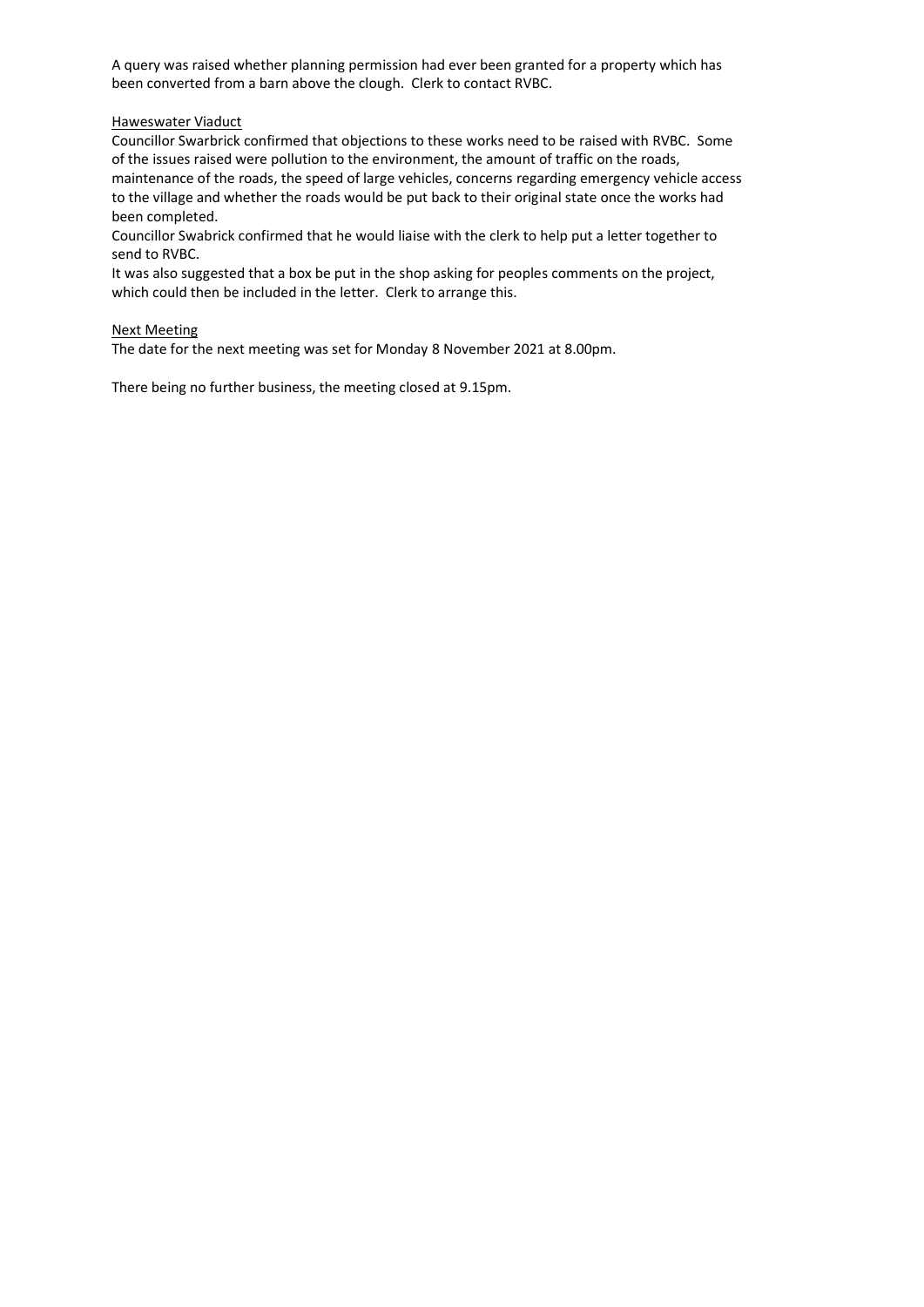A query was raised whether planning permission had ever been granted for a property which has been converted from a barn above the clough. Clerk to contact RVBC.

Haweswater Viaduct

Councillor Swarbrick confirmed that objections to these works need to be raised with RVBC. Some of the issues raised were pollution to the environment, the amount of traffic on the roads, maintenance of the roads, the speed of large vehicles, concerns regarding emergency vehicle access to the village and whether the roads would be put back to their original state once the works had been completed.

Councillor Swabrick confirmed that he would liaise with the clerk to help put a letter together to send to RVBC.

It was also suggested that a box be put in the shop asking for peoples comments on the project, which could then be included in the letter. Clerk to arrange this.

Next Meeting

The date for the next meeting was set for Monday 8 November 2021 at 8.00pm.

There being no further business, the meeting closed at 9.15pm.